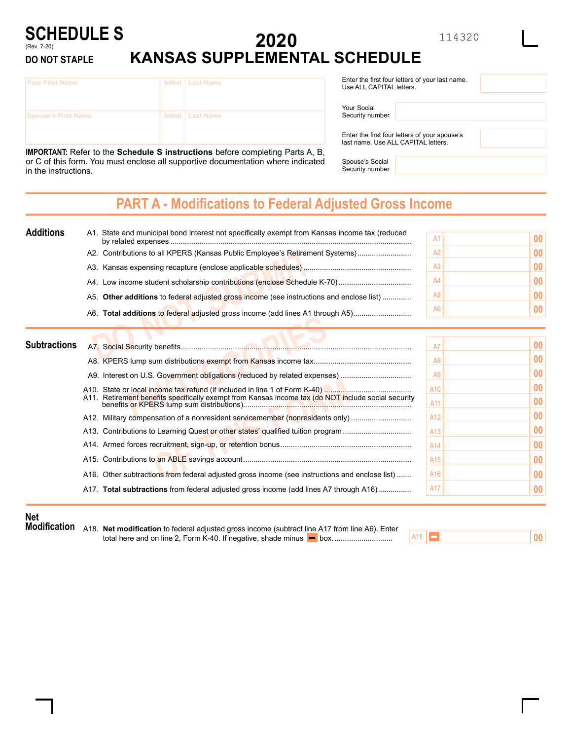# SCHEDULE S

(Rev. 7-20)

**DO NOT STAPLE**

# 2020 KANSAS SUPPLEMENTAL SCHEDULE

114320

| Your First Name | Initial | Last Name |
|---|---|---|
| | | |
| **Spouse's First Name** | **Initial** | **Last Name** |
| | | |

Enter the first four letters of your last name. Use ALL CAPITAL letters.

Your Social Security number

Enter the first four letters of your spouse's last name. Use ALL CAPITAL letters.

Spouse's Social Security number

**IMPORTANT:** Refer to the **Schedule S instructions** before completing Parts A, B, or C of this form. You must enclose all supportive documentation where indicated in the instructions.

## PART A - Modifications to Federal Adjusted Gross Income

### Additions

| Line | Description | | Amount |
|---|---|---|---|
| A1. | State and municipal bond interest not specifically exempt from Kansas income tax (reduced by related expenses | A1 | 00 |
| A2. | Contributions to all KPERS (Kansas Public Employee's Retirement Systems) | A2 | 00 |
| A3. | Kansas expensing recapture (enclose applicable schedules) | A3 | 00 |
| A4. | Low income student scholarship contributions (enclose Schedule K-70) | A4 | 00 |
| A5. | **Other additions** to federal adjusted gross income (see instructions and enclose list) | A5 | 00 |
| A6. | **Total additions** to federal adjusted gross income (add lines A1 through A5) | A6 | 00 |

### Subtractions

| Line | Description | | Amount |
|---|---|---|---|
| A7. | Social Security benefits | A7 | 00 |
| A8. | KPERS lump sum distributions exempt from Kansas income tax | A8 | 00 |
| A9. | Interest on U.S. Government obligations (reduced by related expenses) | A9 | 00 |
| A10. | State or local income tax refund (if included in line 1 of Form K-40) | A10 | 00 |
| A11. | Retirement benefits specifically exempt from Kansas income tax (do NOT include social security benefits or KPERS lump sum distributions) | A11 | 00 |
| A12. | Military compensation of a nonresident servicemember (nonresidents only) | A12 | 00 |
| A13. | Contributions to Learning Quest or other states' qualified tuition program | A13 | 00 |
| A14. | Armed forces recruitment, sign-up, or retention bonus | A14 | 00 |
| A15. | Contributions to an ABLE savings account | A15 | 00 |
| A16. | Other subtractions from federal adjusted gross income (see instructions and enclose list) | A16 | 00 |
| A17. | **Total subtractions** from federal adjusted gross income (add lines A7 through A16) | A17 | 00 |

### Net Modification

| Line | Description | | Amount |
|---|---|---|---|
| A18. | **Net modification** to federal adjusted gross income (subtract line A17 from line A6). Enter total here and on line 2, Form K-40. If negative, shade minus box. | A18 | 00 |

DO NOT SUBMIT PHOTOCOPIES OF THIS FORM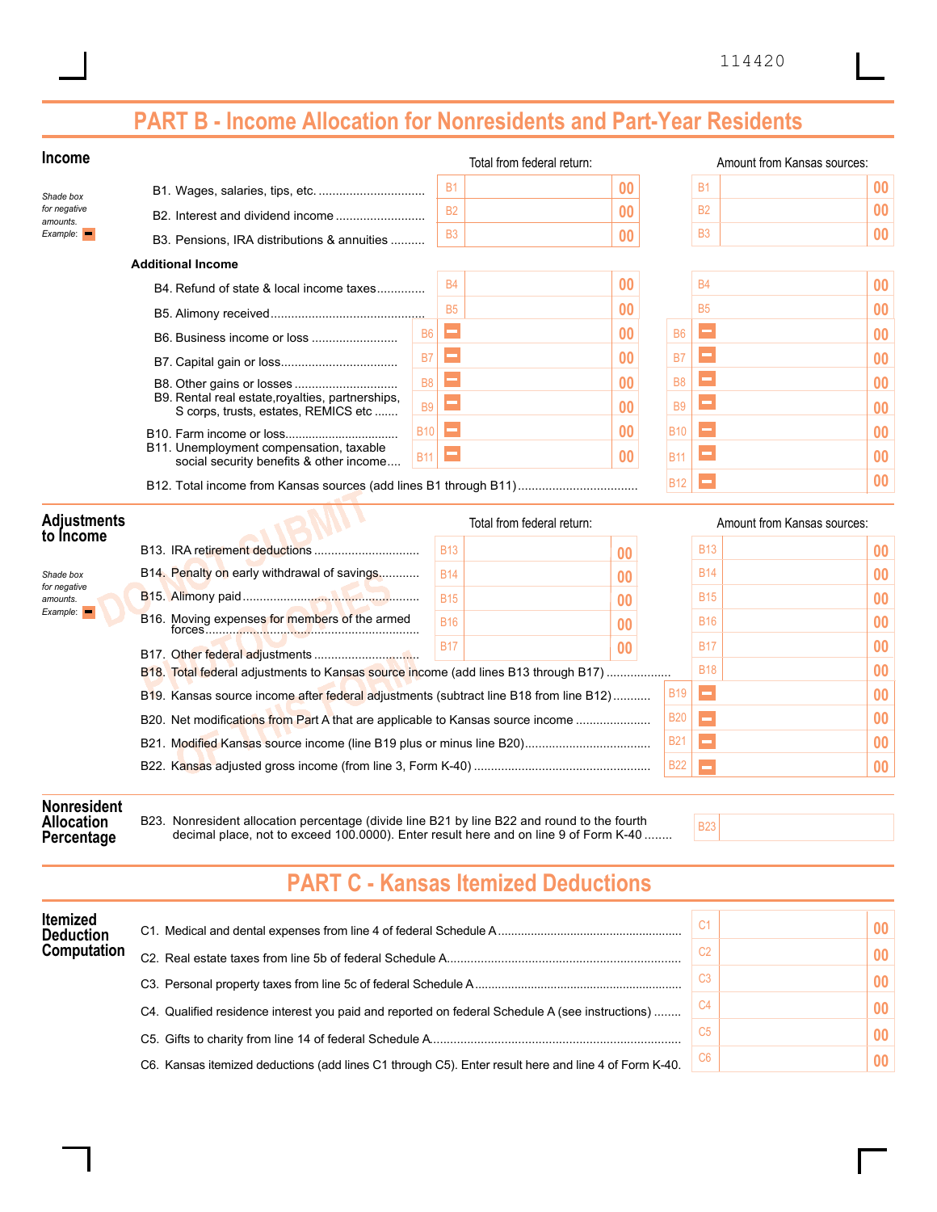114420

# PART B - Income Allocation for Nonresidents and Part-Year Residents

## Income

*Shade box for negative amounts. Example:* ▬

| | Total from federal return: | Amount from Kansas sources: |
|---|---|---|
| B1. Wages, salaries, tips, etc. | B1 00 | B1 00 |
| B2. Interest and dividend income | B2 00 | B2 00 |
| B3. Pensions, IRA distributions & annuities | B3 00 | B3 00 |
| **Additional Income** | | |
| B4. Refund of state & local income taxes | B4 00 | B4 00 |
| B5. Alimony received | B5 00 | B5 00 |
| B6. Business income or loss | B6 ▬ 00 | B6 ▬ 00 |
| B7. Capital gain or loss | B7 ▬ 00 | B7 ▬ 00 |
| B8. Other gains or losses | B8 ▬ 00 | B8 ▬ 00 |
| B9. Rental real estate,royalties, partnerships, S corps, trusts, estates, REMICS etc | B9 ▬ 00 | B9 ▬ 00 |
| B10. Farm income or loss | B10 ▬ 00 | B10 ▬ 00 |
| B11. Unemployment compensation, taxable social security benefits & other income | B11 ▬ 00 | B11 ▬ 00 |
| B12. Total income from Kansas sources (add lines B1 through B11) | | B12 ▬ 00 |

## Adjustments to Income

*Shade box for negative amounts. Example:* ▬

| | Total from federal return: | Amount from Kansas sources: |
|---|---|---|
| B13. IRA retirement deductions | B13 00 | B13 00 |
| B14. Penalty on early withdrawal of savings | B14 00 | B14 00 |
| B15. Alimony paid | B15 00 | B15 00 |
| B16. Moving expenses for members of the armed forces | B16 00 | B16 00 |
| B17. Other federal adjustments | B17 00 | B17 00 |
| B18. Total federal adjustments to Kansas source income (add lines B13 through B17) | | B18 00 |
| B19. Kansas source income after federal adjustments (subtract line B18 from line B12) | | B19 ▬ 00 |
| B20. Net modifications from Part A that are applicable to Kansas source income | | B20 ▬ 00 |
| B21. Modified Kansas source income (line B19 plus or minus line B20) | | B21 ▬ 00 |
| B22. Kansas adjusted gross income (from line 3, Form K-40) | | B22 ▬ 00 |

DO NOT SUBMIT PHOTOCOPIES OF THIS FORM

## Nonresident Allocation Percentage

B23. Nonresident allocation percentage (divide line B21 by line B22 and round to the fourth decimal place, not to exceed 100.0000). Enter result here and on line 9 of Form K-40 ........ B23

# PART C - Kansas Itemized Deductions

## Itemized Deduction Computation

| | |
|---|---|
| C1. Medical and dental expenses from line 4 of federal Schedule A | C1 00 |
| C2. Real estate taxes from line 5b of federal Schedule A | C2 00 |
| C3. Personal property taxes from line 5c of federal Schedule A | C3 00 |
| C4. Qualified residence interest you paid and reported on federal Schedule A (see instructions) | C4 00 |
| C5. Gifts to charity from line 14 of federal Schedule A | C5 00 |
| C6. Kansas itemized deductions (add lines C1 through C5). Enter result here and line 4 of Form K-40. | C6 00 |